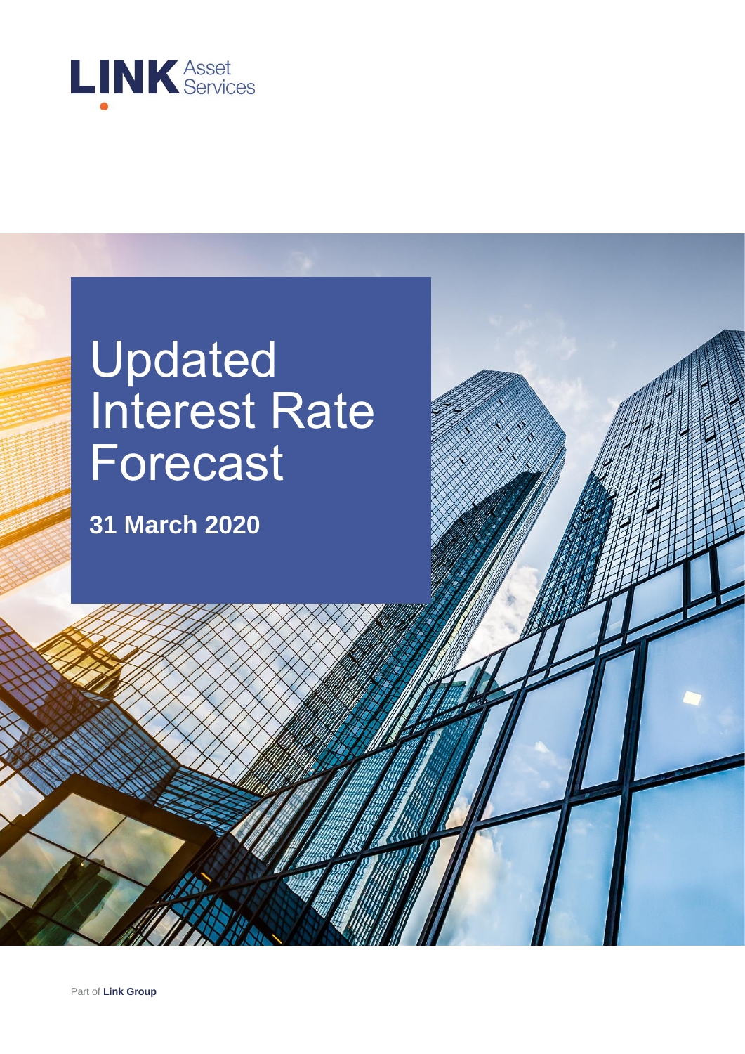LINK Asset Services

# Updated Interest Rate Forecast

**31 March 2020**

Part of **Link Group**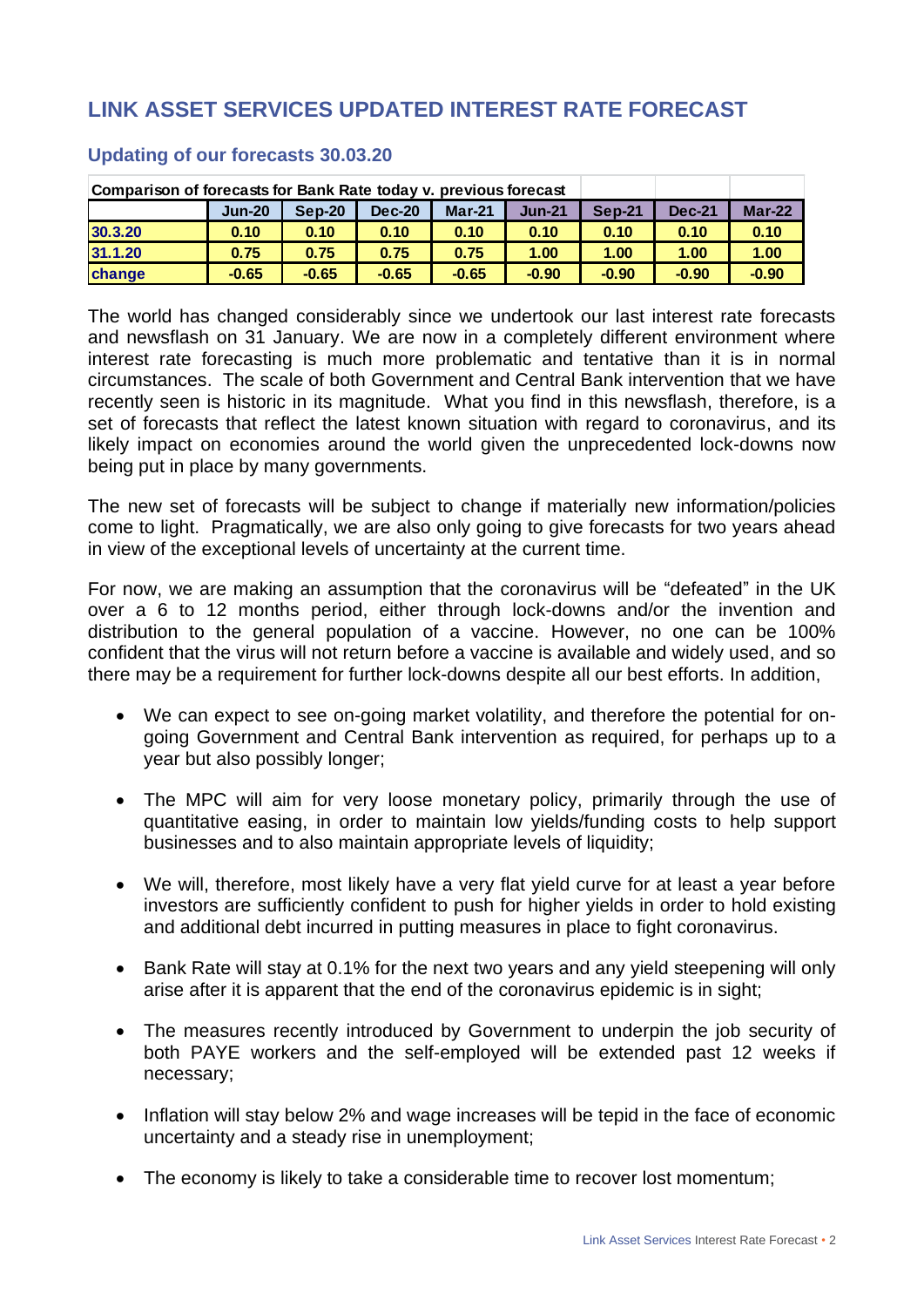## LINK ASSET SERVICES UPDATED INTEREST RATE FORECAST

### Updating of our forecasts 30.03.20

| Comparison of forecasts for Bank Rate today v. previous forecast | | | | | | | | |
|---|---|---|---|---|---|---|---|---|
| | Jun-20 | Sep-20 | Dec-20 | Mar-21 | Jun-21 | Sep-21 | Dec-21 | Mar-22 |
| 30.3.20 | 0.10 | 0.10 | 0.10 | 0.10 | 0.10 | 0.10 | 0.10 | 0.10 |
| 31.1.20 | 0.75 | 0.75 | 0.75 | 0.75 | 1.00 | 1.00 | 1.00 | 1.00 |
| change | -0.65 | -0.65 | -0.65 | -0.65 | -0.90 | -0.90 | -0.90 | -0.90 |

The world has changed considerably since we undertook our last interest rate forecasts and newsflash on 31 January. We are now in a completely different environment where interest rate forecasting is much more problematic and tentative than it is in normal circumstances. The scale of both Government and Central Bank intervention that we have recently seen is historic in its magnitude. What you find in this newsflash, therefore, is a set of forecasts that reflect the latest known situation with regard to coronavirus, and its likely impact on economies around the world given the unprecedented lock-downs now being put in place by many governments.

The new set of forecasts will be subject to change if materially new information/policies come to light. Pragmatically, we are also only going to give forecasts for two years ahead in view of the exceptional levels of uncertainty at the current time.

For now, we are making an assumption that the coronavirus will be "defeated" in the UK over a 6 to 12 months period, either through lock-downs and/or the invention and distribution to the general population of a vaccine. However, no one can be 100% confident that the virus will not return before a vaccine is available and widely used, and so there may be a requirement for further lock-downs despite all our best efforts. In addition,

- We can expect to see on-going market volatility, and therefore the potential for on-going Government and Central Bank intervention as required, for perhaps up to a year but also possibly longer;
- The MPC will aim for very loose monetary policy, primarily through the use of quantitative easing, in order to maintain low yields/funding costs to help support businesses and to also maintain appropriate levels of liquidity;
- We will, therefore, most likely have a very flat yield curve for at least a year before investors are sufficiently confident to push for higher yields in order to hold existing and additional debt incurred in putting measures in place to fight coronavirus.
- Bank Rate will stay at 0.1% for the next two years and any yield steepening will only arise after it is apparent that the end of the coronavirus epidemic is in sight;
- The measures recently introduced by Government to underpin the job security of both PAYE workers and the self-employed will be extended past 12 weeks if necessary;
- Inflation will stay below 2% and wage increases will be tepid in the face of economic uncertainty and a steady rise in unemployment;
- The economy is likely to take a considerable time to recover lost momentum;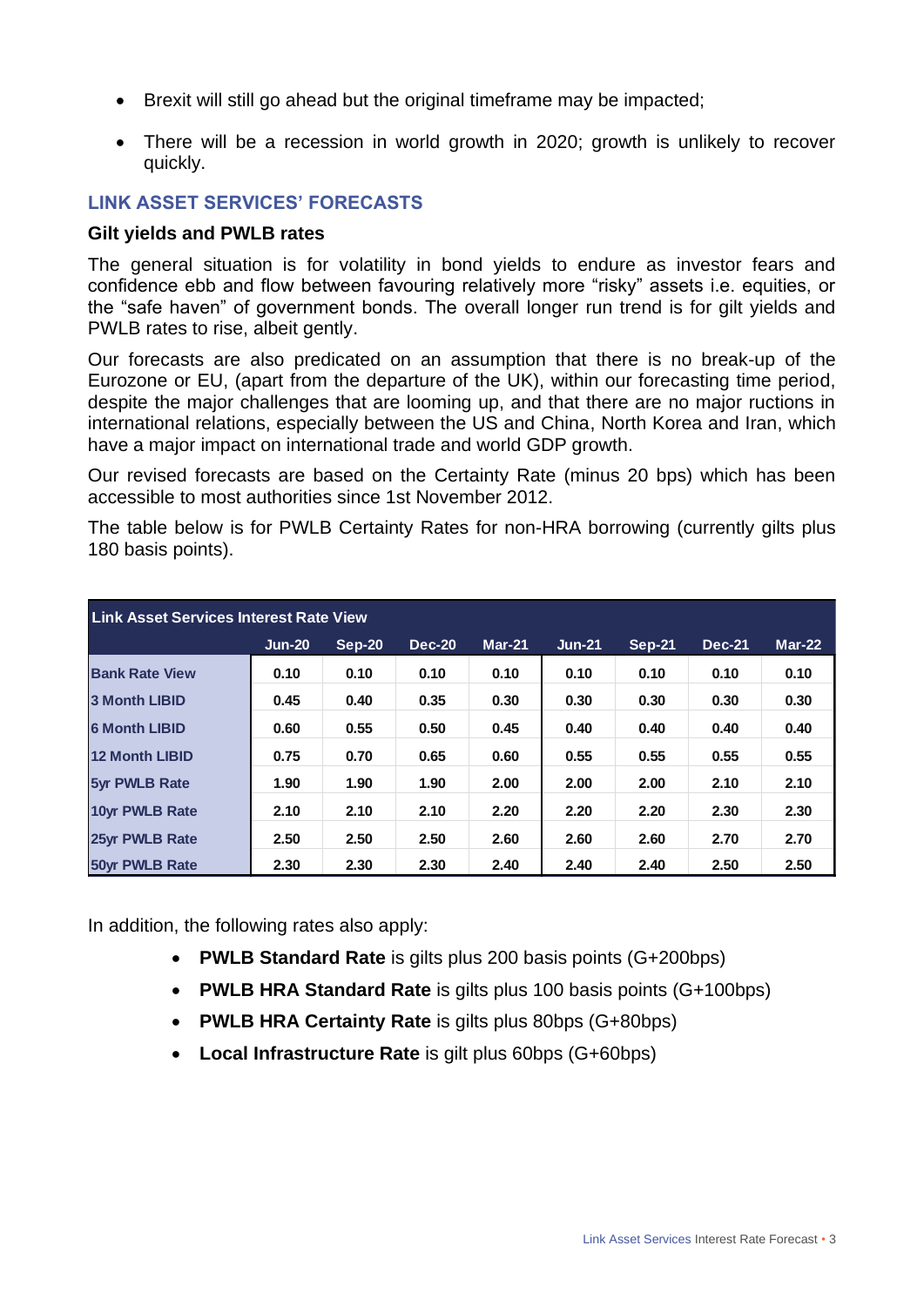- Brexit will still go ahead but the original timeframe may be impacted;
- There will be a recession in world growth in 2020; growth is unlikely to recover quickly.

## LINK ASSET SERVICES' FORECASTS

### Gilt yields and PWLB rates

The general situation is for volatility in bond yields to endure as investor fears and confidence ebb and flow between favouring relatively more "risky" assets i.e. equities, or the "safe haven" of government bonds. The overall longer run trend is for gilt yields and PWLB rates to rise, albeit gently.

Our forecasts are also predicated on an assumption that there is no break-up of the Eurozone or EU, (apart from the departure of the UK), within our forecasting time period, despite the major challenges that are looming up, and that there are no major ructions in international relations, especially between the US and China, North Korea and Iran, which have a major impact on international trade and world GDP growth.

Our revised forecasts are based on the Certainty Rate (minus 20 bps) which has been accessible to most authorities since 1st November 2012.

The table below is for PWLB Certainty Rates for non-HRA borrowing (currently gilts plus 180 basis points).

| Link Asset Services Interest Rate View | Jun-20 | Sep-20 | Dec-20 | Mar-21 | Jun-21 | Sep-21 | Dec-21 | Mar-22 |
|---|---|---|---|---|---|---|---|---|
| Bank Rate View | 0.10 | 0.10 | 0.10 | 0.10 | 0.10 | 0.10 | 0.10 | 0.10 |
| 3 Month LIBID | 0.45 | 0.40 | 0.35 | 0.30 | 0.30 | 0.30 | 0.30 | 0.30 |
| 6 Month LIBID | 0.60 | 0.55 | 0.50 | 0.45 | 0.40 | 0.40 | 0.40 | 0.40 |
| 12 Month LIBID | 0.75 | 0.70 | 0.65 | 0.60 | 0.55 | 0.55 | 0.55 | 0.55 |
| 5yr PWLB Rate | 1.90 | 1.90 | 1.90 | 2.00 | 2.00 | 2.00 | 2.10 | 2.10 |
| 10yr PWLB Rate | 2.10 | 2.10 | 2.10 | 2.20 | 2.20 | 2.20 | 2.30 | 2.30 |
| 25yr PWLB Rate | 2.50 | 2.50 | 2.50 | 2.60 | 2.60 | 2.60 | 2.70 | 2.70 |
| 50yr PWLB Rate | 2.30 | 2.30 | 2.30 | 2.40 | 2.40 | 2.40 | 2.50 | 2.50 |

In addition, the following rates also apply:

- **PWLB Standard Rate** is gilts plus 200 basis points (G+200bps)
- **PWLB HRA Standard Rate** is gilts plus 100 basis points (G+100bps)
- **PWLB HRA Certainty Rate** is gilts plus 80bps (G+80bps)
- **Local Infrastructure Rate** is gilt plus 60bps (G+60bps)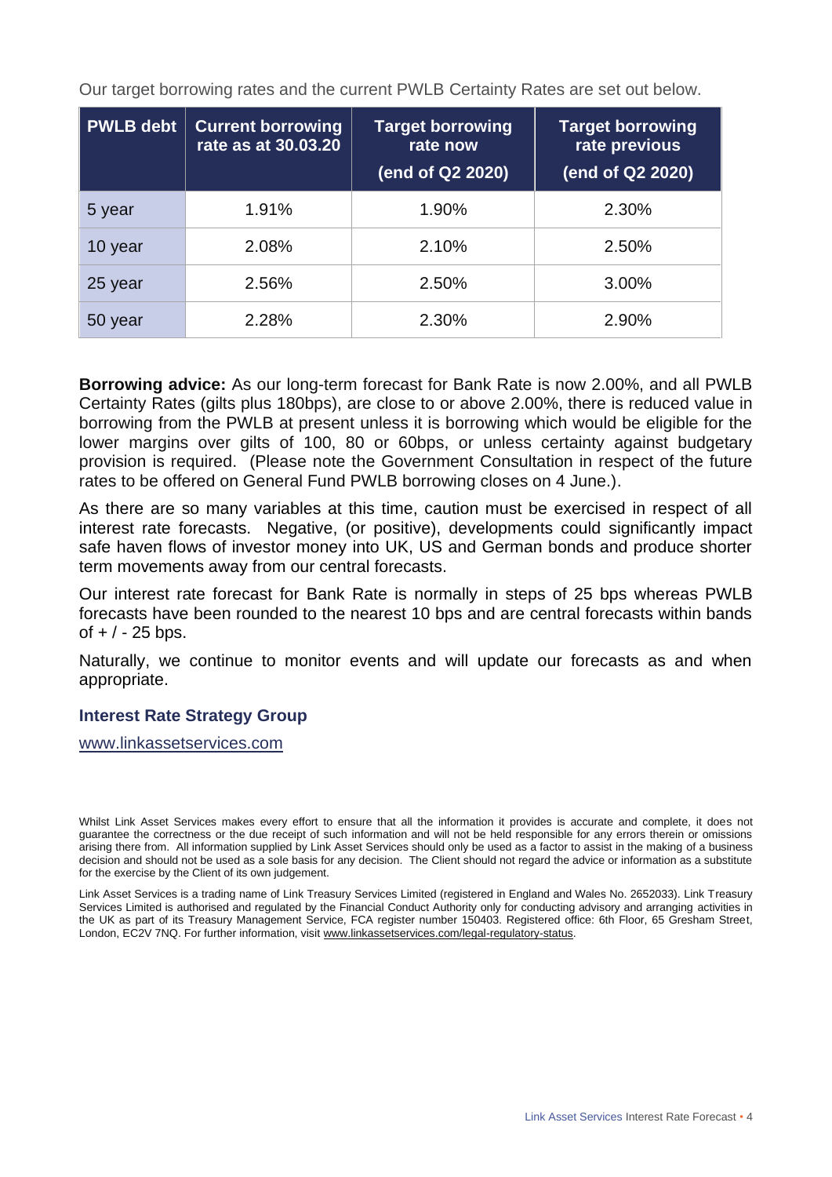Our target borrowing rates and the current PWLB Certainty Rates are set out below.

| PWLB debt | Current borrowing rate as at 30.03.20 | Target borrowing rate now (end of Q2 2020) | Target borrowing rate previous (end of Q2 2020) |
|---|---|---|---|
| 5 year | 1.91% | 1.90% | 2.30% |
| 10 year | 2.08% | 2.10% | 2.50% |
| 25 year | 2.56% | 2.50% | 3.00% |
| 50 year | 2.28% | 2.30% | 2.90% |

**Borrowing advice:** As our long-term forecast for Bank Rate is now 2.00%, and all PWLB Certainty Rates (gilts plus 180bps), are close to or above 2.00%, there is reduced value in borrowing from the PWLB at present unless it is borrowing which would be eligible for the lower margins over gilts of 100, 80 or 60bps, or unless certainty against budgetary provision is required. (Please note the Government Consultation in respect of the future rates to be offered on General Fund PWLB borrowing closes on 4 June.).

As there are so many variables at this time, caution must be exercised in respect of all interest rate forecasts. Negative, (or positive), developments could significantly impact safe haven flows of investor money into UK, US and German bonds and produce shorter term movements away from our central forecasts.

Our interest rate forecast for Bank Rate is normally in steps of 25 bps whereas PWLB forecasts have been rounded to the nearest 10 bps and are central forecasts within bands of + / - 25 bps.

Naturally, we continue to monitor events and will update our forecasts as and when appropriate.

**Interest Rate Strategy Group**

www.linkassetservices.com

Whilst Link Asset Services makes every effort to ensure that all the information it provides is accurate and complete, it does not guarantee the correctness or the due receipt of such information and will not be held responsible for any errors therein or omissions arising there from. All information supplied by Link Asset Services should only be used as a factor to assist in the making of a business decision and should not be used as a sole basis for any decision. The Client should not regard the advice or information as a substitute for the exercise by the Client of its own judgement.

Link Asset Services is a trading name of Link Treasury Services Limited (registered in England and Wales No. 2652033). Link Treasury Services Limited is authorised and regulated by the Financial Conduct Authority only for conducting advisory and arranging activities in the UK as part of its Treasury Management Service, FCA register number 150403. Registered office: 6th Floor, 65 Gresham Street, London, EC2V 7NQ. For further information, visit www.linkassetservices.com/legal-regulatory-status.